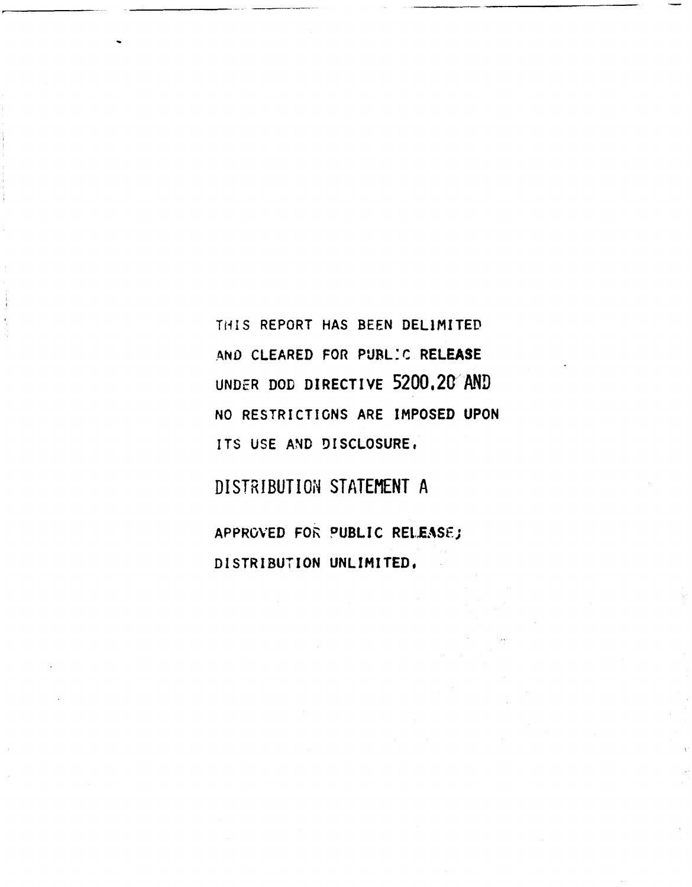THIS REPORT HAS BEEN DELIMITED AND CLEARED FOR PUBLIC RELEASE UNDER DOD DIRECTIVE 5200.20 AND NO RESTRICTIONS ARE IMPOSED UPON ITS USE AND DISCLOSURE.

DISTRIBUTION STATEMENT A

APPROVED FOR PUBLIC RELEASE; DISTRIBUTION UNLIMITED.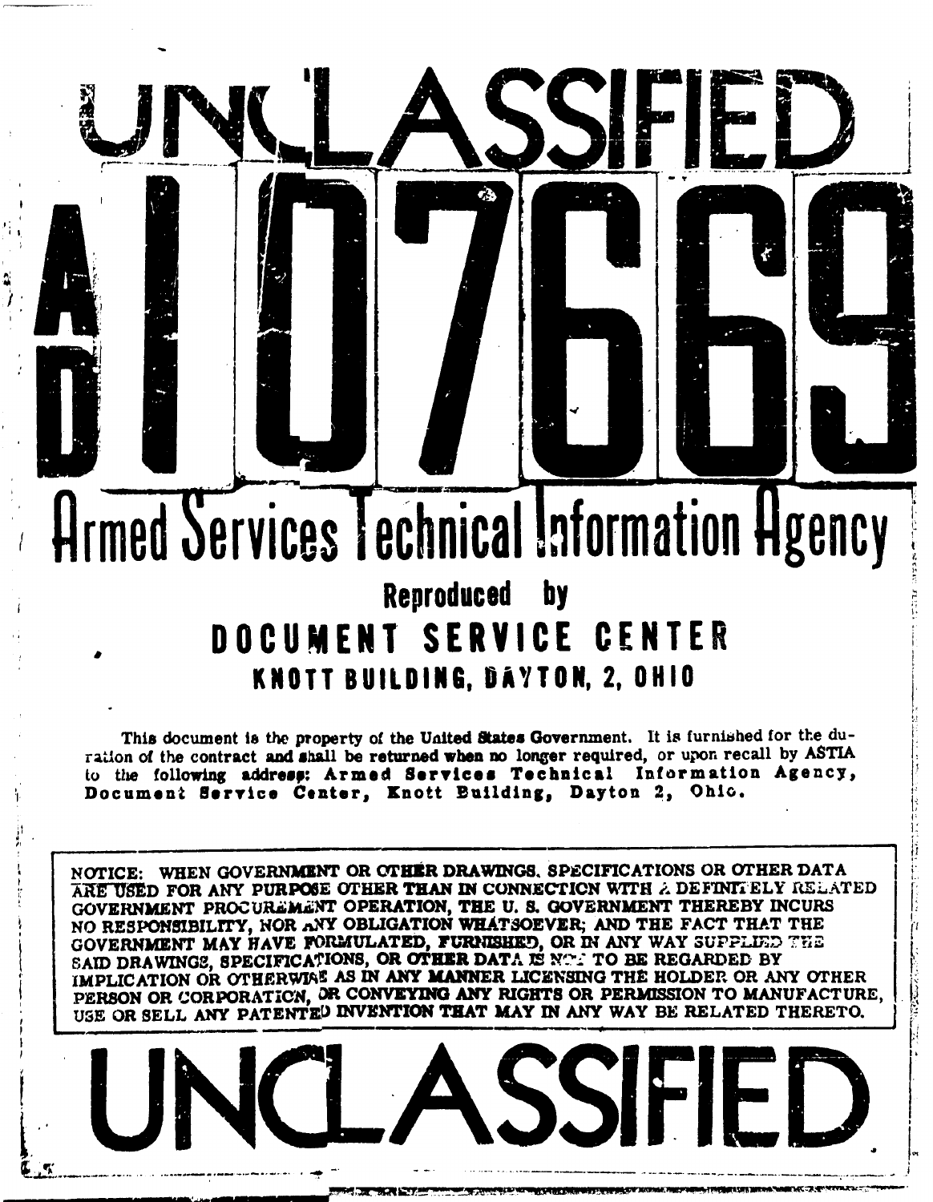# UNCLASSIFIED

# AD 107669

## Armed Services Technical Information Agency

### Reproduced by
### DOCUMENT SERVICE CENTER
### KNOTT BUILDING, DAYTON, 2, OHIO

This document is the property of the United States Government. It is furnished for the duration of the contract and shall be returned when no longer required, or upon recall by ASTIA to the following address: **Armed Services Technical Information Agency, Document Service Center, Knott Building, Dayton 2, Ohio.**

NOTICE: WHEN GOVERNMENT OR OTHER DRAWINGS, SPECIFICATIONS OR OTHER DATA ARE USED FOR ANY PURPOSE OTHER THAN IN CONNECTION WITH A DEFINITELY RELATED GOVERNMENT PROCUREMENT OPERATION, THE U. S. GOVERNMENT THEREBY INCURS NO RESPONSIBILITY, NOR ANY OBLIGATION WHATSOEVER; AND THE FACT THAT THE GOVERNMENT MAY HAVE FORMULATED, FURNISHED, OR IN ANY WAY SUPPLIED THE SAID DRAWINGS, SPECIFICATIONS, OR OTHER DATA IS NOT TO BE REGARDED BY IMPLICATION OR OTHERWISE AS IN ANY MANNER LICENSING THE HOLDER OR ANY OTHER PERSON OR CORPORATION, OR CONVEYING ANY RIGHTS OR PERMISSION TO MANUFACTURE, USE OR SELL ANY PATENTED INVENTION THAT MAY IN ANY WAY BE RELATED THERETO.

# UNCLASSIFIED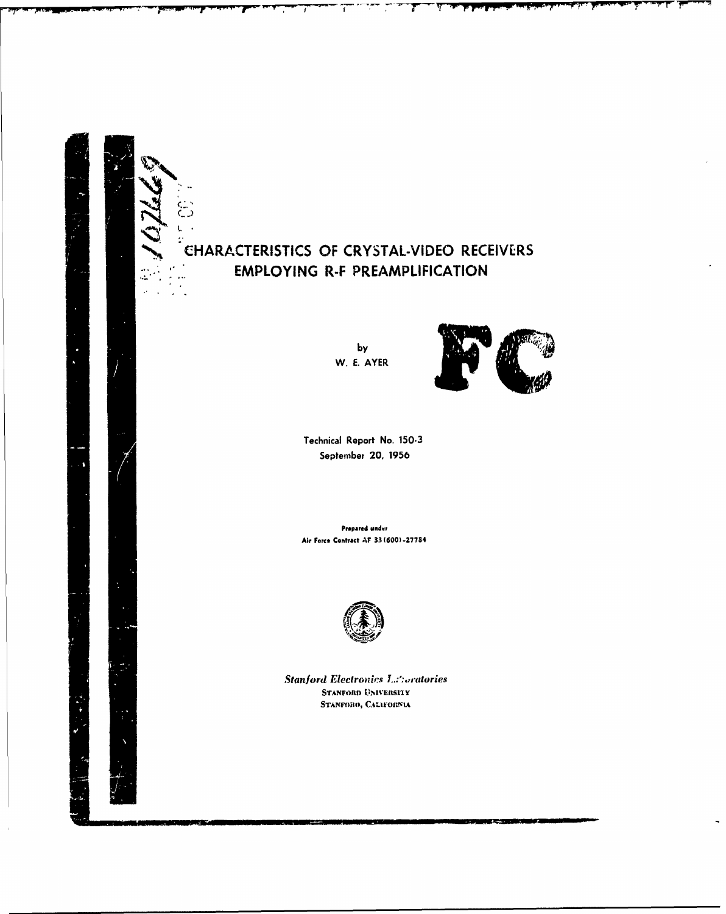# CHARACTERISTICS OF CRYSTAL-VIDEO RECEIVERS EMPLOYING R-F PREAMPLIFICATION

by
W. E. AYER

Technical Report No. 150-3
September 20, 1956

Prepared under
Air Force Contract AF 33(600)-27784

*Stanford Electronics Laboratories*
STANFORD UNIVERSITY
STANFORD, CALIFORNIA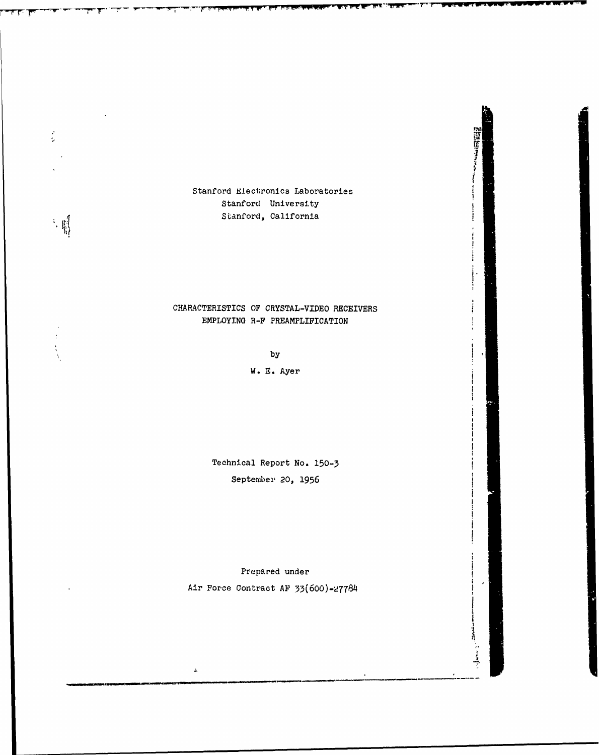Stanford Electronics Laboratories
Stanford University
Stanford, California

# CHARACTERISTICS OF CRYSTAL-VIDEO RECEIVERS EMPLOYING R-F PREAMPLIFICATION

by

W. E. Ayer

Technical Report No. 150-3

September 20, 1956

Prepared under

Air Force Contract AF 33(600)-27784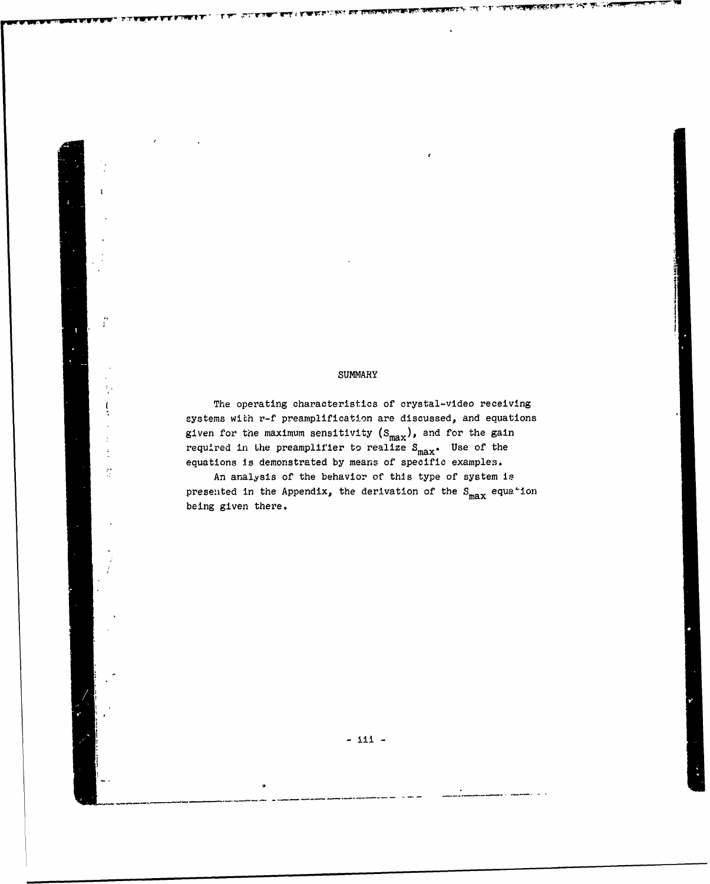## SUMMARY

The operating characteristics of crystal-video receiving systems with r-f preamplification are discussed, and equations given for the maximum sensitivity ($S_{max}$), and for the gain required in the preamplifier to realize $S_{max}$. Use of the equations is demonstrated by means of specific examples.

An analysis of the behavior of this type of system is presented in the Appendix, the derivation of the $S_{max}$ equation being given there.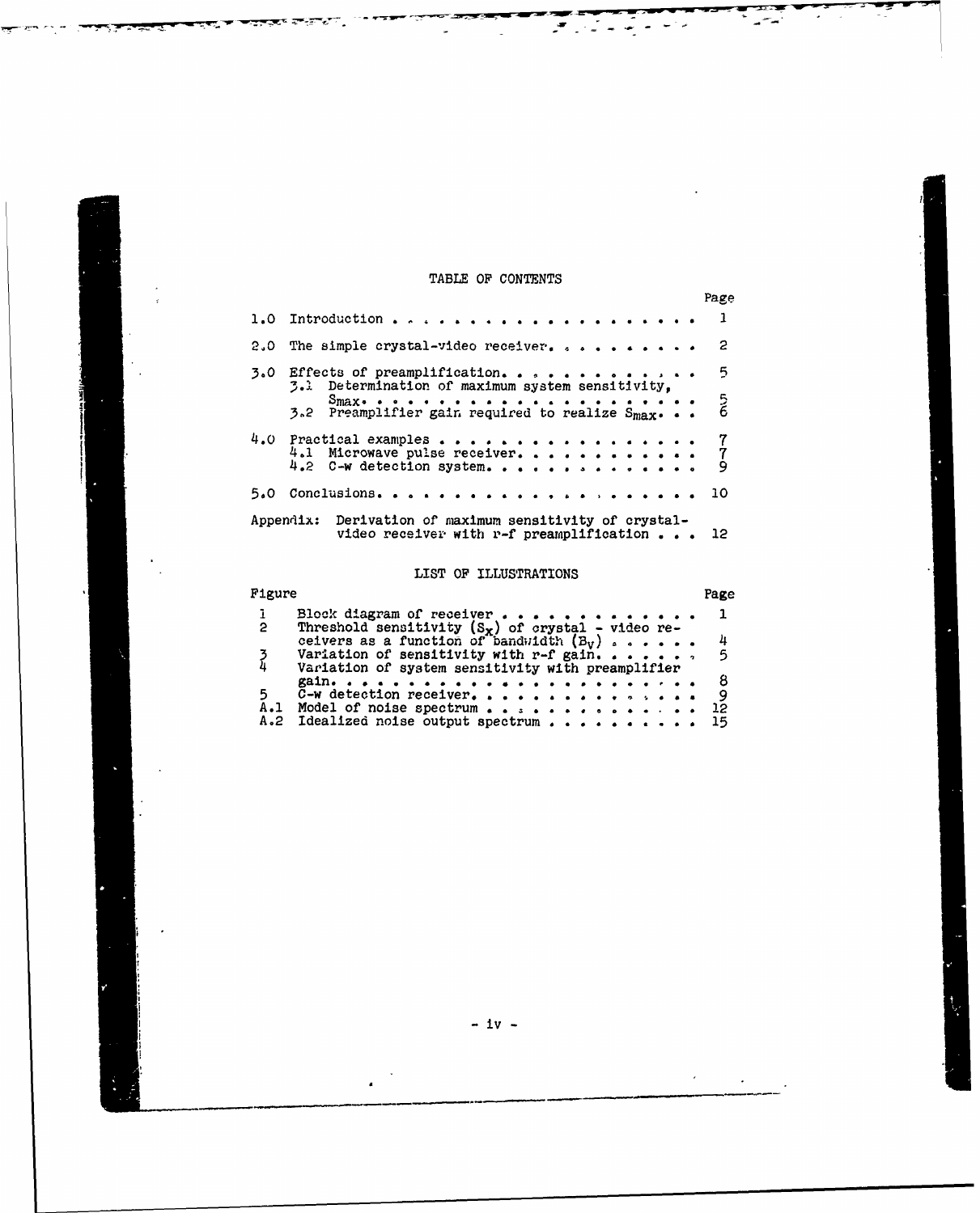## TABLE OF CONTENTS

| | | Page |
|---|---|---|
| 1.0 | Introduction | 1 |
| 2.0 | The simple crystal-video receiver | 2 |
| 3.0 | Effects of preamplification | 5 |
| | 3.1 Determination of maximum system sensitivity, $S_{max}$ | 5 |
| | 3.2 Preamplifier gain required to realize $S_{max}$ | 6 |
| 4.0 | Practical examples | 7 |
| | 4.1 Microwave pulse receiver | 7 |
| | 4.2 C-w detection system | 9 |
| 5.0 | Conclusions | 10 |
| Appendix: | Derivation of maximum sensitivity of crystal-video receiver with r-f preamplification | 12 |

## LIST OF ILLUSTRATIONS

| Figure | | Page |
|---|---|---|
| 1 | Block diagram of receiver | 1 |
| 2 | Threshold sensitivity ($S_x$) of crystal - video receivers as a function of bandwidth ($B_v$) | 4 |
| 3 | Variation of sensitivity with r-f gain | 5 |
| 4 | Variation of system sensitivity with preamplifier gain | 8 |
| 5 | C-w detection receiver | 9 |
| A.1 | Model of noise spectrum | 12 |
| A.2 | Idealized noise output spectrum | 15 |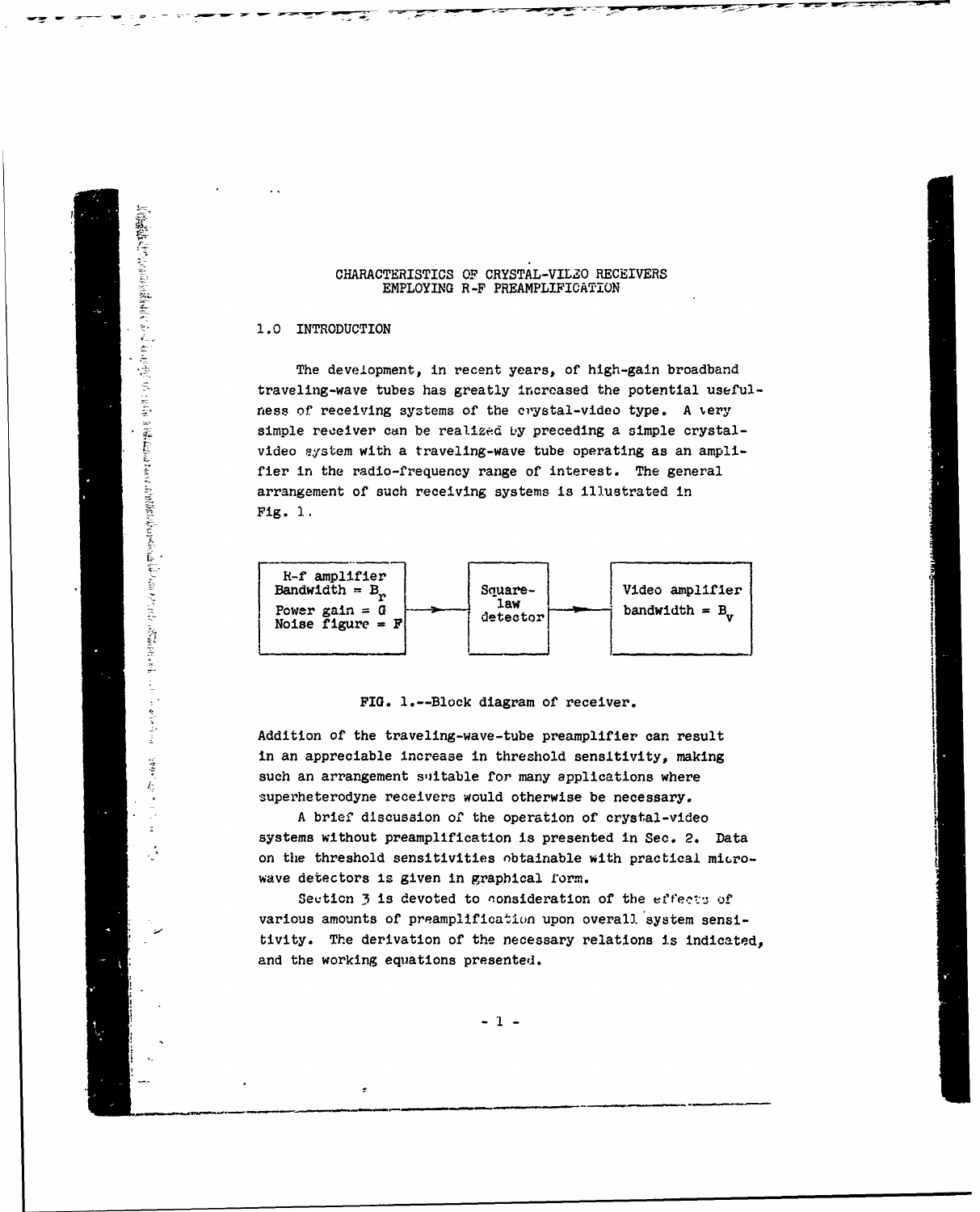# CHARACTERISTICS OF CRYSTAL-VIDEO RECEIVERS EMPLOYING R-F PREAMPLIFICATION

## 1.0 INTRODUCTION

The development, in recent years, of high-gain broadband traveling-wave tubes has greatly increased the potential usefulness of receiving systems of the crystal-video type. A very simple receiver can be realized by preceding a simple crystal-video system with a traveling-wave tube operating as an amplifier in the radio-frequency range of interest. The general arrangement of such receiving systems is illustrated in Fig. 1.

| R-f amplifier<br>Bandwidth = $B_r$<br>Power gain = $G$<br>Noise figure = $F$ | → | Square-law detector | → | Video amplifier<br>bandwidth = $B_v$ |
|---|---|---|---|---|

FIG. 1.--Block diagram of receiver.

Addition of the traveling-wave-tube preamplifier can result in an appreciable increase in threshold sensitivity, making such an arrangement suitable for many applications where superheterodyne receivers would otherwise be necessary.

A brief discussion of the operation of crystal-video systems without preamplification is presented in Sec. 2. Data on the threshold sensitivities obtainable with practical microwave detectors is given in graphical form.

Section 3 is devoted to consideration of the effects of various amounts of preamplification upon overall system sensitivity. The derivation of the necessary relations is indicated, and the working equations presented.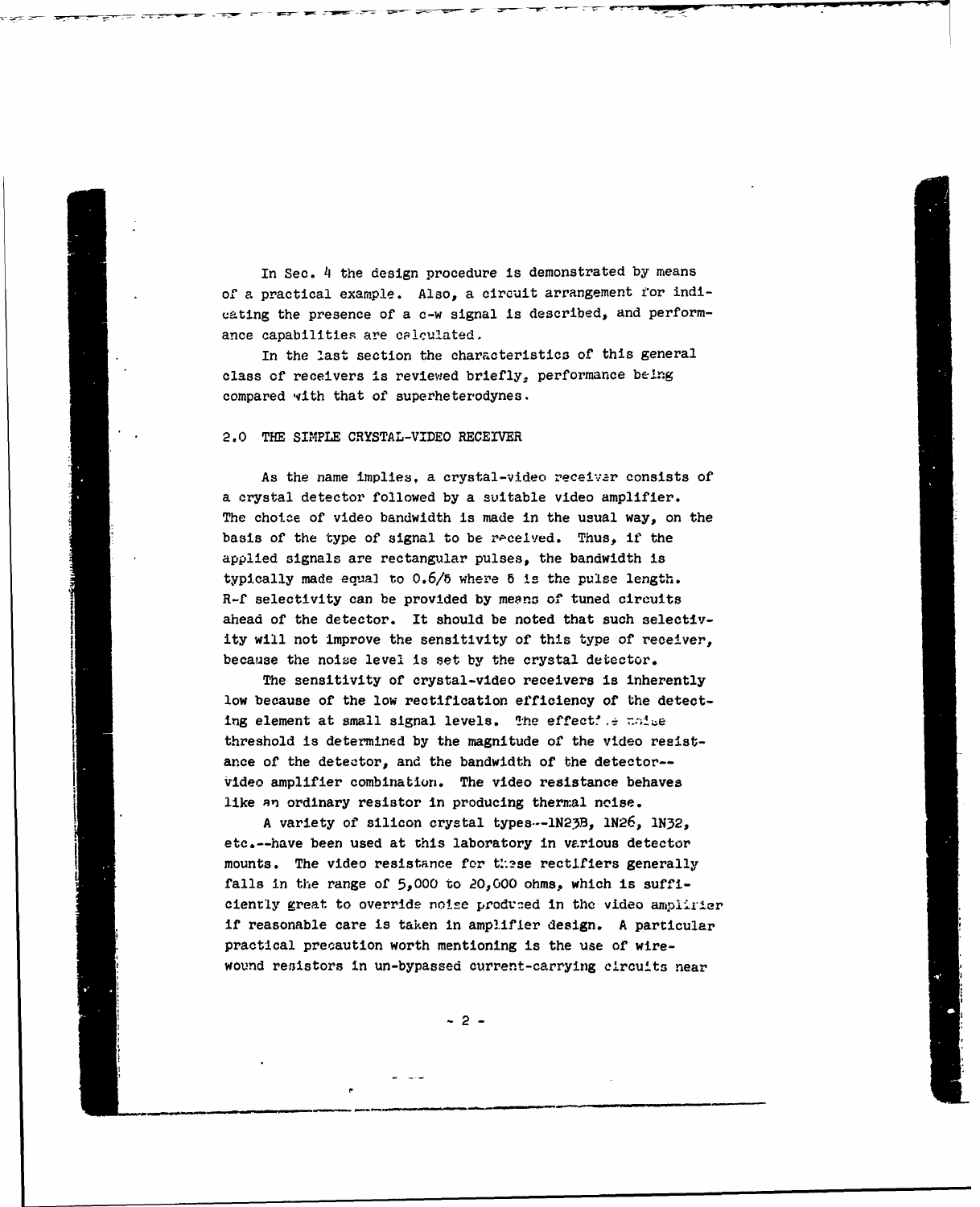In Sec. 4 the design procedure is demonstrated by means of a practical example. Also, a circuit arrangement for indicating the presence of a c-w signal is described, and performance capabilities are calculated.

In the last section the characteristics of this general class of receivers is reviewed briefly, performance being compared with that of superheterodynes.

## 2.0 THE SIMPLE CRYSTAL-VIDEO RECEIVER

As the name implies, a crystal-video receiver consists of a crystal detector followed by a suitable video amplifier. The choice of video bandwidth is made in the usual way, on the basis of the type of signal to be received. Thus, if the applied signals are rectangular pulses, the bandwidth is typically made equal to $0.6/\delta$ where $\delta$ is the pulse length. R-f selectivity can be provided by means of tuned circuits ahead of the detector. It should be noted that such selectivity will not improve the sensitivity of this type of receiver, because the noise level is set by the crystal detector.

The sensitivity of crystal-video receivers is inherently low because of the low rectification efficiency of the detecting element at small signal levels. The effective noise threshold is determined by the magnitude of the video resistance of the detector, and the bandwidth of the detector--video amplifier combination. The video resistance behaves like an ordinary resistor in producing thermal noise.

A variety of silicon crystal types--1N23B, 1N26, 1N32, etc.--have been used at this laboratory in various detector mounts. The video resistance for these rectifiers generally falls in the range of 5,000 to 20,000 ohms, which is sufficiently great to override noise produced in the video amplifier if reasonable care is taken in amplifier design. A particular practical precaution worth mentioning is the use of wire-wound resistors in un-bypassed current-carrying circuits near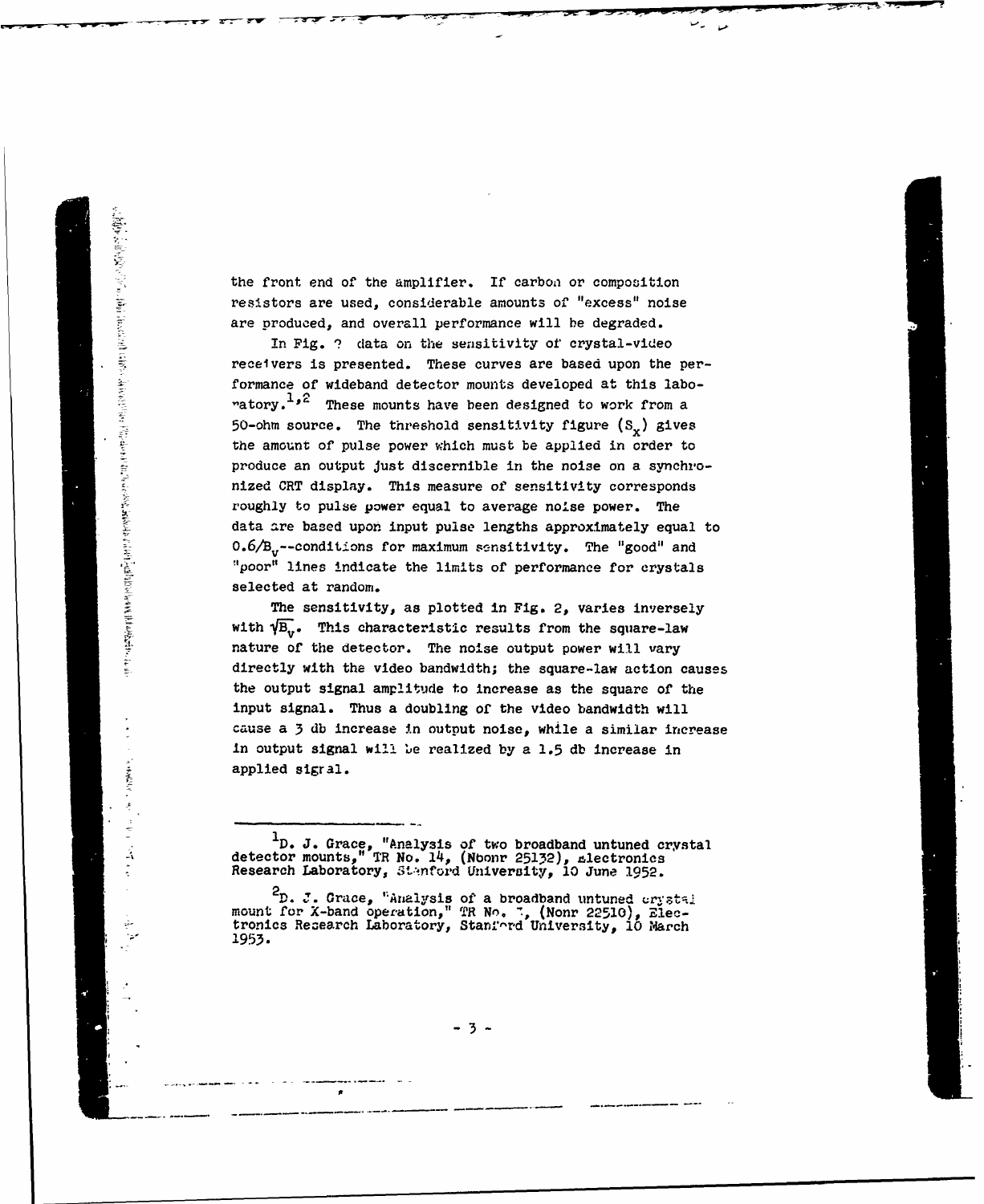the front end of the amplifier. If carbon or composition resistors are used, considerable amounts of "excess" noise are produced, and overall performance will be degraded.

In Fig. 2 data on the sensitivity of crystal-video receivers is presented. These curves are based upon the performance of wideband detector mounts developed at this laboratory.[1,2] These mounts have been designed to work from a 50-ohm source. The threshold sensitivity figure ($S_x$) gives the amount of pulse power which must be applied in order to produce an output just discernible in the noise on a synchronized CRT display. This measure of sensitivity corresponds roughly to pulse power equal to average noise power. The data are based upon input pulse lengths approximately equal to $0.6/B_v$--conditions for maximum sensitivity. The "good" and "poor" lines indicate the limits of performance for crystals selected at random.

The sensitivity, as plotted in Fig. 2, varies inversely with $\sqrt{B_v}$. This characteristic results from the square-law nature of the detector. The noise output power will vary directly with the video bandwidth; the square-law action causes the output signal amplitude to increase as the square of the input signal. Thus a doubling of the video bandwidth will cause a 3 db increase in output noise, while a similar increase in output signal will be realized by a 1.5 db increase in applied signal.

---

[1] D. J. Grace, "Analysis of two broadband untuned crystal detector mounts," TR No. 14, (Nbonr 25132), Electronics Research Laboratory, Stanford University, 10 June 1952.

[2] D. J. Grace, "Analysis of a broadband untuned crystal mount for X-band operation," TR No. 7, (Nonr 22510), Electronics Research Laboratory, Stanford University, 10 March 1953.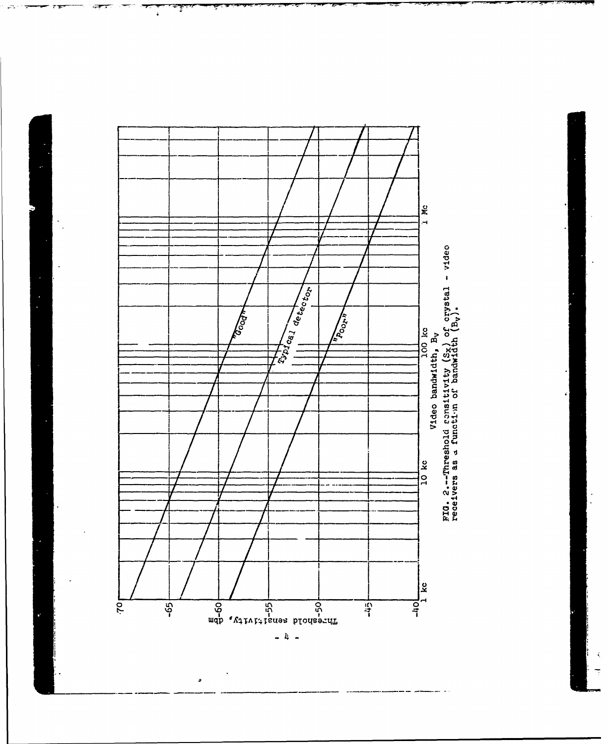FIG. 2.--Threshold sensitivity ($S_x$) of crystal - video receivers as a function of bandwidth ($B_v$).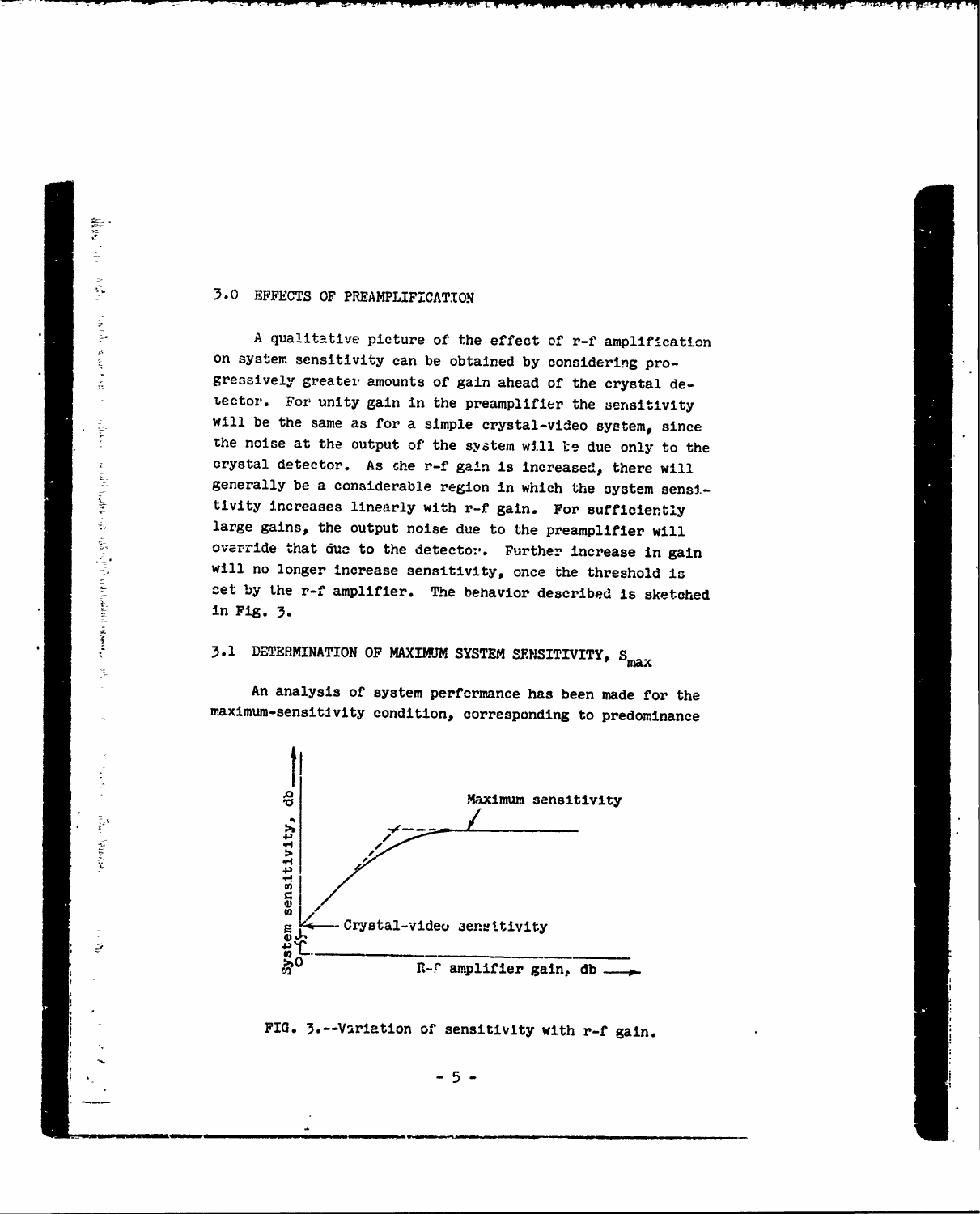## 3.0 EFFECTS OF PREAMPLIFICATION

A qualitative picture of the effect of r-f amplification on system sensitivity can be obtained by considering progressively greater amounts of gain ahead of the crystal detector. For unity gain in the preamplifier the sensitivity will be the same as for a simple crystal-video system, since the noise at the output of the system will be due only to the crystal detector. As the r-f gain is increased, there will generally be a considerable region in which the system sensitivity increases linearly with r-f gain. For sufficiently large gains, the output noise due to the preamplifier will override that due to the detector. Further increase in gain will no longer increase sensitivity, once the threshold is set by the r-f amplifier. The behavior described is sketched in Fig. 3.

### 3.1 DETERMINATION OF MAXIMUM SYSTEM SENSITIVITY, $S_{max}$

An analysis of system performance has been made for the maximum-sensitivity condition, corresponding to predominance

FIG. 3.--Variation of sensitivity with r-f gain.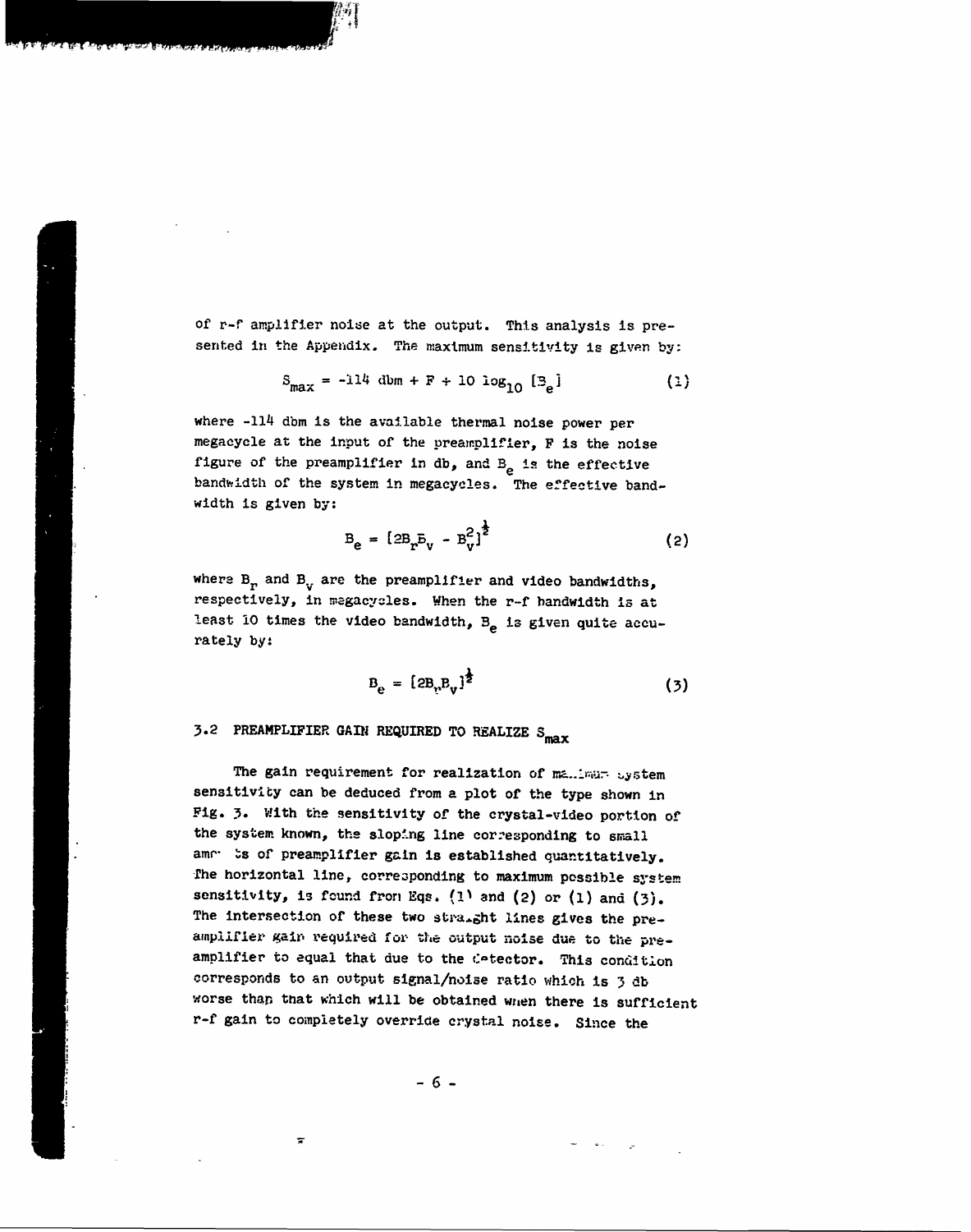of r-f amplifier noise at the output. This analysis is presented in the Appendix. The maximum sensitivity is given by:

$$S_{max} = -114 \text{ dbm} + F + 10 \log_{10} [B_e] \qquad (1)$$

where -114 dbm is the available thermal noise power per megacycle at the input of the preamplifier, F is the noise figure of the preamplifier in db, and $B_e$ is the effective bandwidth of the system in megacycles. The effective bandwidth is given by:

$$B_e = [2B_r B_v - B_v^2]^{\frac{1}{2}} \qquad (2)$$

where $B_r$ and $B_v$ are the preamplifier and video bandwidths, respectively, in megacycles. When the r-f bandwidth is at least 10 times the video bandwidth, $B_e$ is given quite accurately by:

$$B_e = [2B_r B_v]^{\frac{1}{2}} \qquad (3)$$

## 3.2 PREAMPLIFIER GAIN REQUIRED TO REALIZE $S_{max}$

The gain requirement for realization of maximum system sensitivity can be deduced from a plot of the type shown in Fig. 3. With the sensitivity of the crystal-video portion of the system known, the sloping line corresponding to small amounts of preamplifier gain is established quantitatively. The horizontal line, corresponding to maximum possible system sensitivity, is found from Eqs. (1) and (2) or (1) and (3). The intersection of these two straight lines gives the preamplifier gain required for the output noise due to the preamplifier to equal that due to the detector. This condition corresponds to an output signal/noise ratio which is 3 db worse than that which will be obtained when there is sufficient r-f gain to completely override crystal noise. Since the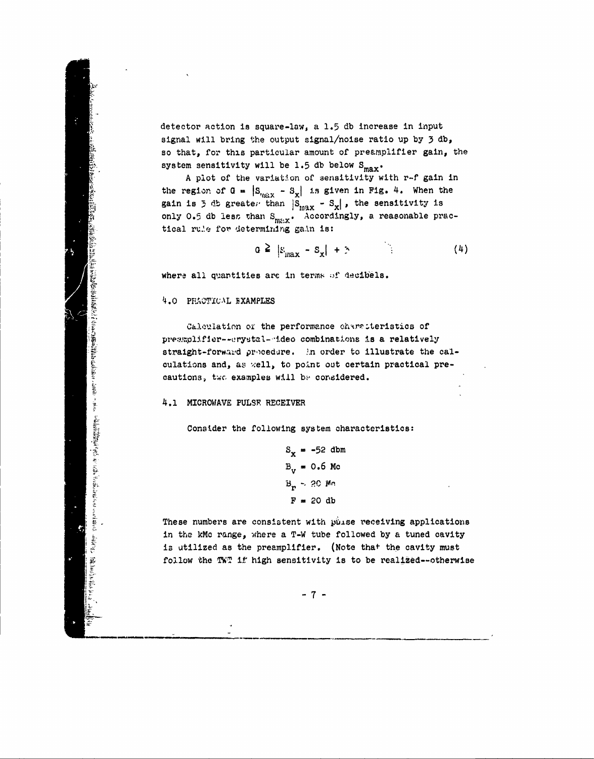detector action is square-law, a 1.5 db increase in input signal will bring the output signal/noise ratio up by 3 db, so that, for this particular amount of preamplifier gain, the system sensitivity will be 1.5 db below $S_{max}$.

A plot of the variation of sensitivity with r-f gain in the region of $G = |S_{max} - S_x|$ is given in Fig. 4. When the gain is 3 db greater than $|S_{max} - S_x|$, the sensitivity is only 0.5 db less than $S_{max}$. Accordingly, a reasonable practical rule for determining gain is:

$$G \geq |S_{max} - S_x| + 3 \qquad (4)$$

where all quantities are in terms of decibels.

## 4.0 PRACTICAL EXAMPLES

Calculation of the performance characteristics of preamplifier--crystal--video combinations is a relatively straight-forward procedure. In order to illustrate the calculations and, as well, to point out certain practical precautions, two examples will be considered.

### 4.1 MICROWAVE PULSE RECEIVER

Consider the following system characteristics:

$$S_x = -52 \text{ dbm}$$
$$B_v = 0.6 \text{ Mc}$$
$$B_r = 20 \text{ Mc}$$
$$F = 20 \text{ db}$$

These numbers are consistent with pulse receiving applications in the kMc range, where a T-W tube followed by a tuned cavity is utilized as the preamplifier. (Note that the cavity must follow the TWT if high sensitivity is to be realized--otherwise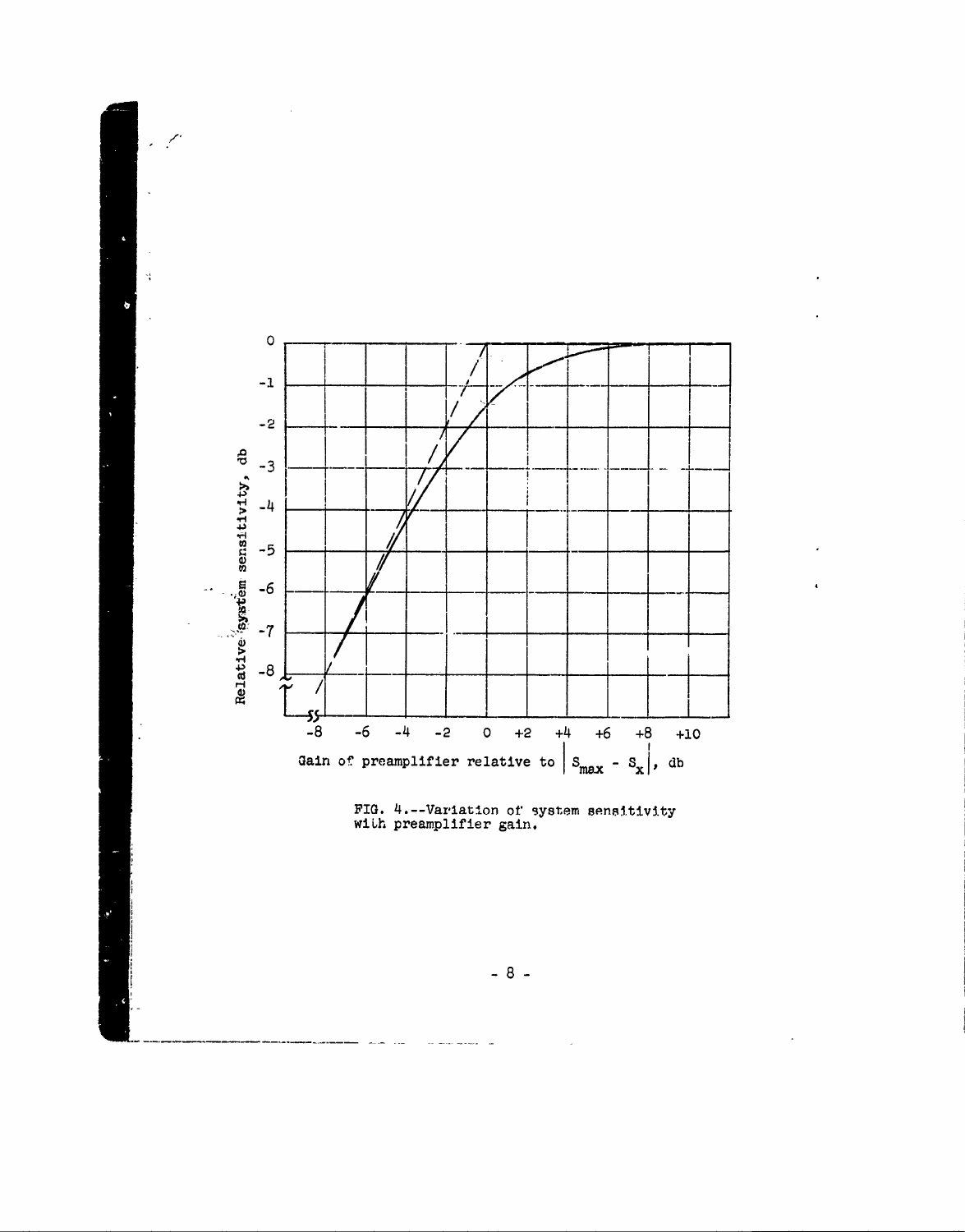FIG. 4.--Variation of system sensitivity with preamplifier gain.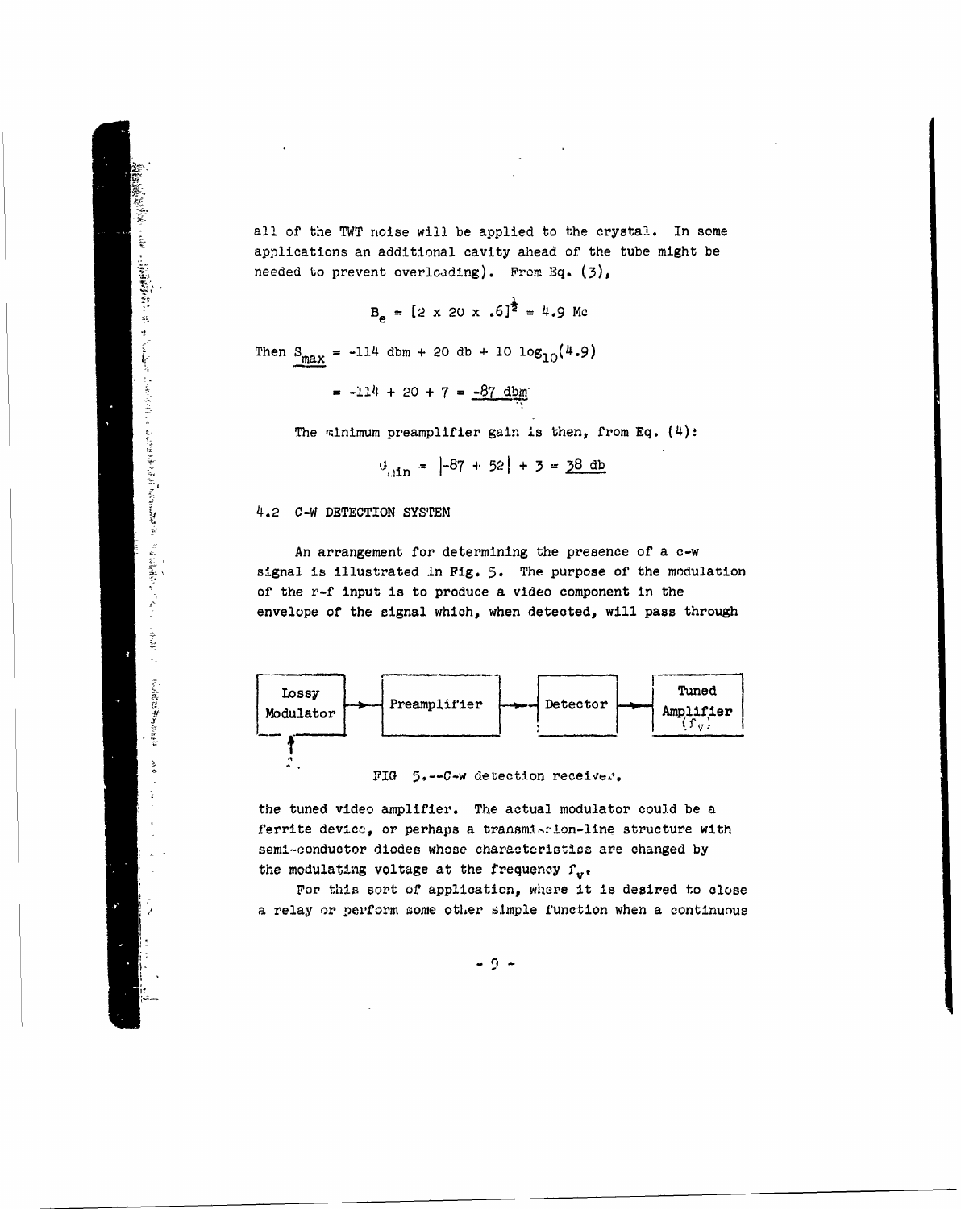all of the TWT noise will be applied to the crystal. In some applications an additional cavity ahead of the tube might be needed to prevent overloading). From Eq. (3),

$$B_e = [2 \times 20 \times .6]^{\frac{1}{2}} = 4.9 \text{ Mc}$$

Then $\underline{S_{max}}$ = -114 dbm + 20 db + 10 $\log_{10}(4.9)$

$$= -114 + 20 + 7 = \underline{-87 \text{ dbm}}$$

The minimum preamplifier gain is then, from Eq. (4):

$$G_{min} = |-87 + 52| + 3 = \underline{38 \text{ db}}$$

## 4.2 C-W DETECTION SYSTEM

An arrangement for determining the presence of a c-w signal is illustrated in Fig. 5. The purpose of the modulation of the r-f input is to produce a video component in the envelope of the signal which, when detected, will pass through

Lossy Modulator → Preamplifier → Detector → Tuned Amplifier ($f_v$)

FIG 5.--C-w detection receiver.

the tuned video amplifier. The actual modulator could be a ferrite device, or perhaps a transmission-line structure with semi-conductor diodes whose characteristics are changed by the modulating voltage at the frequency $f_v$.

For this sort of application, where it is desired to close a relay or perform some other simple function when a continuous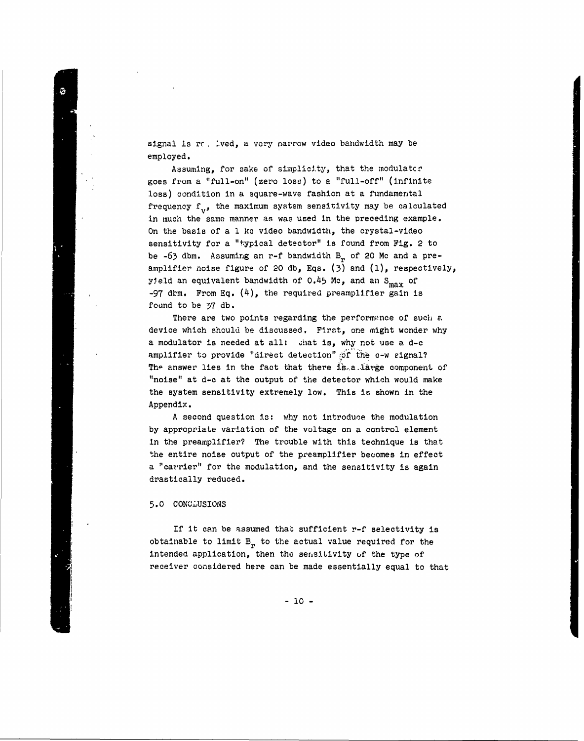signal is received, a very narrow video bandwidth may be employed.

Assuming, for sake of simplicity, that the modulator goes from a "full-on" (zero loss) to a "full-off" (infinite loss) condition in a square-wave fashion at a fundamental frequency $f_v$, the maximum system sensitivity may be calculated in much the same manner as was used in the preceding example. On the basis of a 1 kc video bandwidth, the crystal-video sensitivity for a "typical detector" is found from Fig. 2 to be -63 dbm. Assuming an r-f bandwidth $B_r$ of 20 Mc and a preamplifier noise figure of 20 db, Eqs. (3) and (1), respectively, yield an equivalent bandwidth of 0.45 Mc, and an $S_{max}$ of -97 dbm. From Eq. (4), the required preamplifier gain is found to be 37 db.

There are two points regarding the performance of such a device which should be discussed. First, one might wonder why a modulator is needed at all: that is, why not use a d-c amplifier to provide "direct detection" of the c-w signal? The answer lies in the fact that there is a large component of "noise" at d-c at the output of the detector which would make the system sensitivity extremely low. This is shown in the Appendix.

A second question is: why not introduce the modulation by appropriate variation of the voltage on a control element in the preamplifier? The trouble with this technique is that the entire noise output of the preamplifier becomes in effect a "carrier" for the modulation, and the sensitivity is again drastically reduced.

## 5.0 CONCLUSIONS

If it can be assumed that sufficient r-f selectivity is obtainable to limit $B_r$ to the actual value required for the intended application, then the sensitivity of the type of receiver considered here can be made essentially equal to that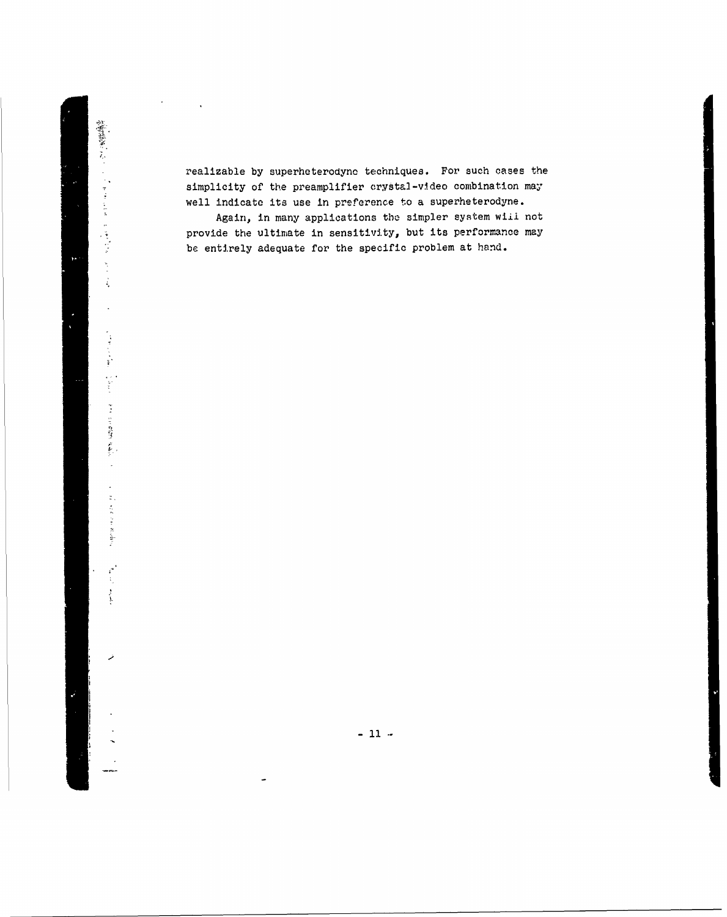realizable by superheterodyne techniques. For such cases the simplicity of the preamplifier crystal-video combination may well indicate its use in preference to a superheterodyne.

Again, in many applications the simpler system will not provide the ultimate in sensitivity, but its performance may be entirely adequate for the specific problem at hand.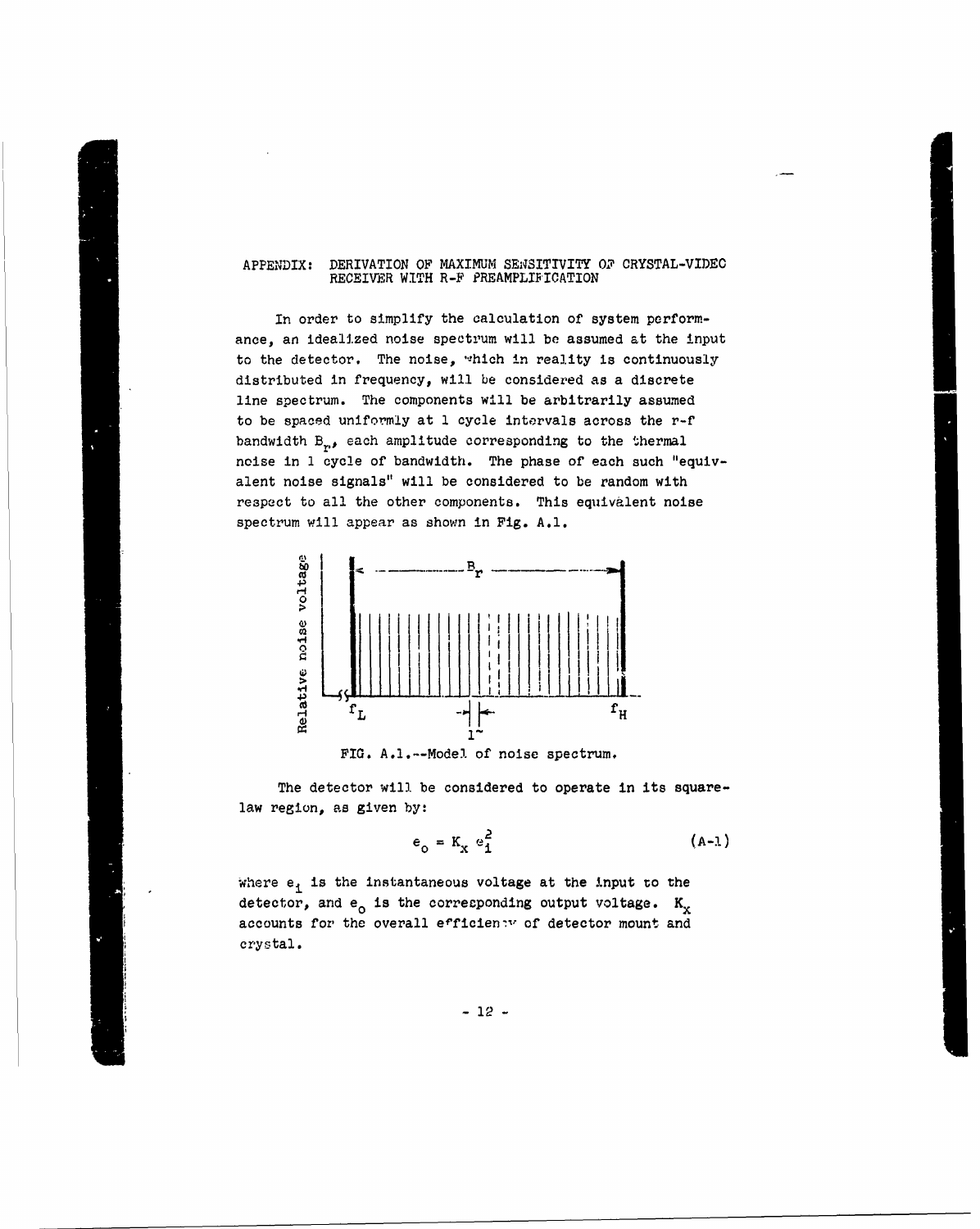## APPENDIX: DERIVATION OF MAXIMUM SENSITIVITY OF CRYSTAL-VIDEO RECEIVER WITH R-F PREAMPLIFICATION

In order to simplify the calculation of system performance, an idealized noise spectrum will be assumed at the input to the detector. The noise, which in reality is continuously distributed in frequency, will be considered as a discrete line spectrum. The components will be arbitrarily assumed to be spaced uniformly at 1 cycle intervals across the r-f bandwidth $B_r$, each amplitude corresponding to the thermal noise in 1 cycle of bandwidth. The phase of each such "equivalent noise signals" will be considered to be random with respect to all the other components. This equivalent noise spectrum will appear as shown in Fig. A.1.

FIG. A.1.--Model of noise spectrum.

The detector will be considered to operate in its square-law region, as given by:

$$e_o = K_x \, e_i^2 \tag{A-1}$$

where $e_i$ is the instantaneous voltage at the input to the detector, and $e_o$ is the corresponding output voltage. $K_x$ accounts for the overall efficiency of detector mount and crystal.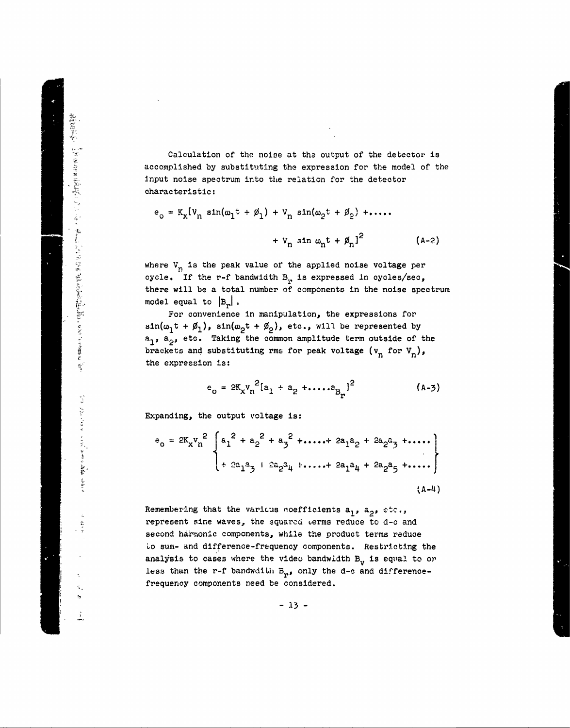Calculation of the noise at the output of the detector is accomplished by substituting the expression for the model of the input noise spectrum into the relation for the detector characteristic:

$$e_o = K_x[V_n \sin(\omega_1 t + \phi_1) + V_n \sin(\omega_2 t + \phi_2) + \ldots\ldots + V_n \sin \omega_n t + \phi_n]^2 \qquad \text{(A-2)}$$

where $V_n$ is the peak value of the applied noise voltage per cycle. If the r-f bandwidth $B_r$ is expressed in cycles/sec, there will be a total number of components in the noise spectrum model equal to $|B_r|$.

For convenience in manipulation, the expressions for $\sin(\omega_1 t + \phi_1)$, $\sin(\omega_2 t + \phi_2)$, etc., will be represented by $a_1$, $a_2$, etc. Taking the common amplitude term outside of the brackets and substituting rms for peak voltage ($v_n$ for $V_n$), the expression is:

$$e_o = 2K_x v_n^2 [a_1 + a_2 + \ldots\ldots a_{B_r}]^2 \qquad \text{(A-3)}$$

Expanding, the output voltage is:

$$e_o = 2K_x v_n^2 \left\{ \begin{array}{l} a_1^2 + a_2^2 + a_3^2 + \ldots\ldots + 2a_1a_2 + 2a_2a_3 + \ldots\ldots \\ + 2a_1a_3 + 2a_2a_4 + \ldots\ldots + 2a_1a_4 + 2a_2a_5 + \ldots\ldots \end{array} \right\} \qquad \text{(A-4)}$$

Remembering that the various coefficients $a_1$, $a_2$, etc., represent sine waves, the squared terms reduce to d-c and second harmonic components, while the product terms reduce to sum- and difference-frequency components. Restricting the analysis to cases where the video bandwidth $B_v$ is equal to or less than the r-f bandwidth $B_r$, only the d-c and difference-frequency components need be considered.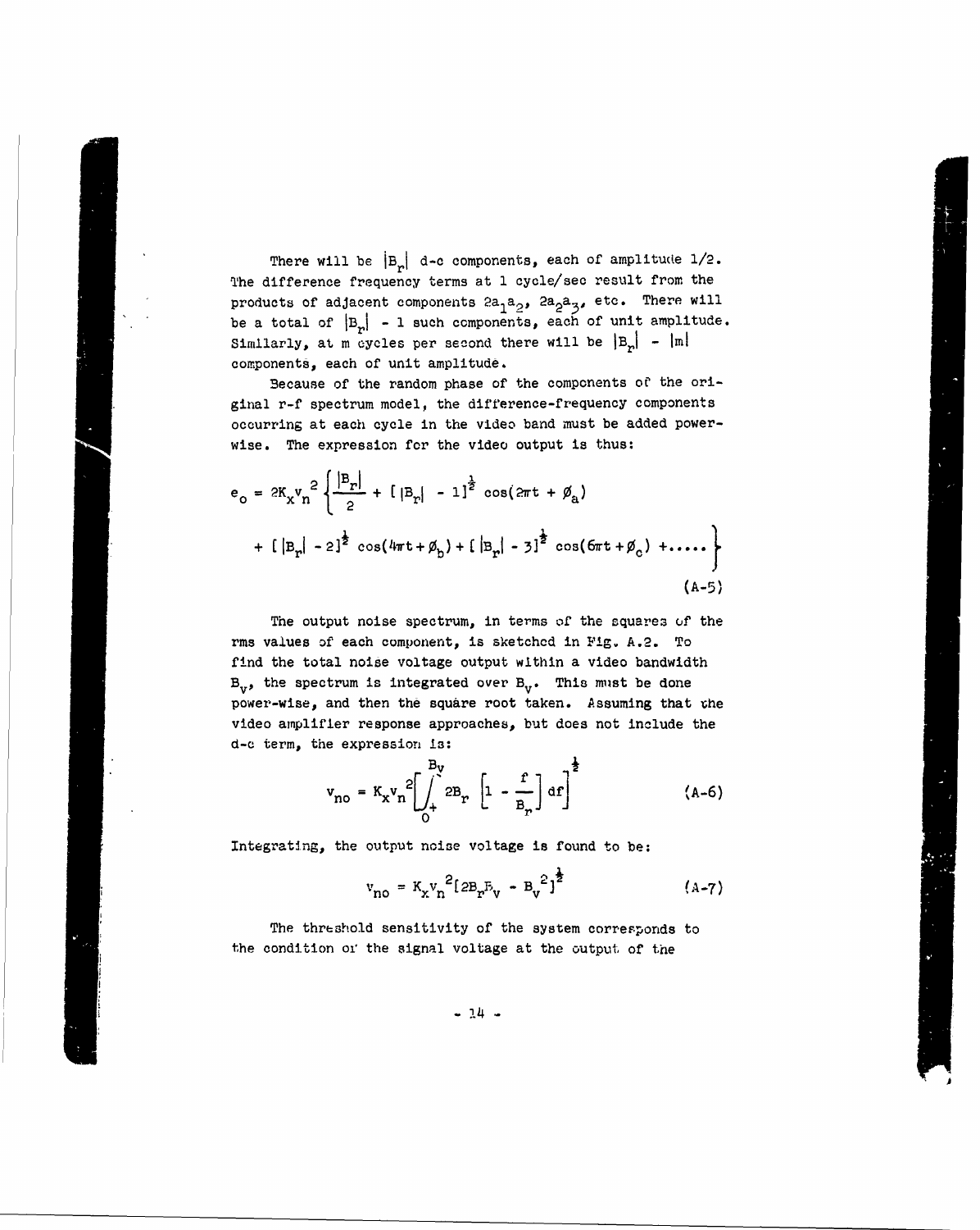There will be $|B_r|$ d-c components, each of amplitude 1/2. The difference frequency terms at 1 cycle/sec result from the products of adjacent components $2a_1a_2$, $2a_2a_3$, etc. There will be a total of $|B_r| - 1$ such components, each of unit amplitude. Similarly, at m cycles per second there will be $|B_r| - |m|$ components, each of unit amplitude.

Because of the random phase of the components of the original r-f spectrum model, the difference-frequency components occurring at each cycle in the video band must be added powerwise. The expression for the video output is thus:

$$e_o = 2K_x v_n^2 \left\{ \frac{|B_r|}{2} + [\,|B_r| - 1]^{\frac{1}{2}} \cos(2\pi t + \phi_a) + [\,|B_r| - 2]^{\frac{1}{2}} \cos(4\pi t + \phi_b) + [\,|B_r| - 3]^{\frac{1}{2}} \cos(6\pi t + \phi_c) + \ldots\ldots \right\} \tag{A-5}$$

The output noise spectrum, in terms of the squares of the rms values of each component, is sketched in Fig. A.2. To find the total noise voltage output within a video bandwidth $B_v$, the spectrum is integrated over $B_v$. This must be done power-wise, and then the square root taken. Assuming that the video amplifier response approaches, but does not include the d-c term, the expression is:

$$v_{no} = K_x v_n^2 \left[ \int_{0^+}^{B_v} 2B_r \left[ 1 - \frac{f}{B_r} \right] df \right]^{\frac{1}{2}} \tag{A-6}$$

Integrating, the output noise voltage is found to be:

$$v_{no} = K_x v_n^2 [2B_r B_v - B_v^2]^{\frac{1}{2}} \tag{A-7}$$

The threshold sensitivity of the system corresponds to the condition of the signal voltage at the output of the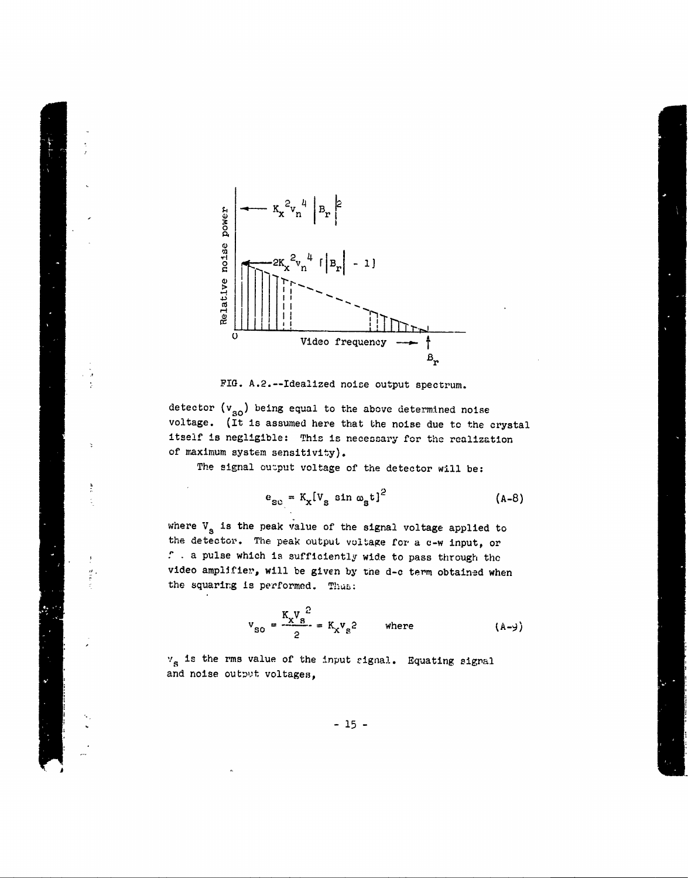FIG. A.2.--Idealized noise output spectrum.

detector ($v_{so}$) being equal to the above determined noise voltage. (It is assumed here that the noise due to the crystal itself is negligible: This is necessary for the realization of maximum system sensitivity).

The signal output voltage of the detector will be:

$$e_{so} = K_x[V_s \sin \omega_s t]^2 \qquad \text{(A-8)}$$

where $V_s$ is the peak value of the signal voltage applied to the detector. The peak output voltage for a c-w input, or for a pulse which is sufficiently wide to pass through the video amplifier, will be given by the d-c term obtained when the squaring is performed. Thus:

$$v_{so} = \frac{K_x V_s^2}{2} = K_x v_s^2 \qquad \text{where} \qquad \text{(A-9)}$$

$v_s$ is the rms value of the input signal. Equating signal and noise output voltages,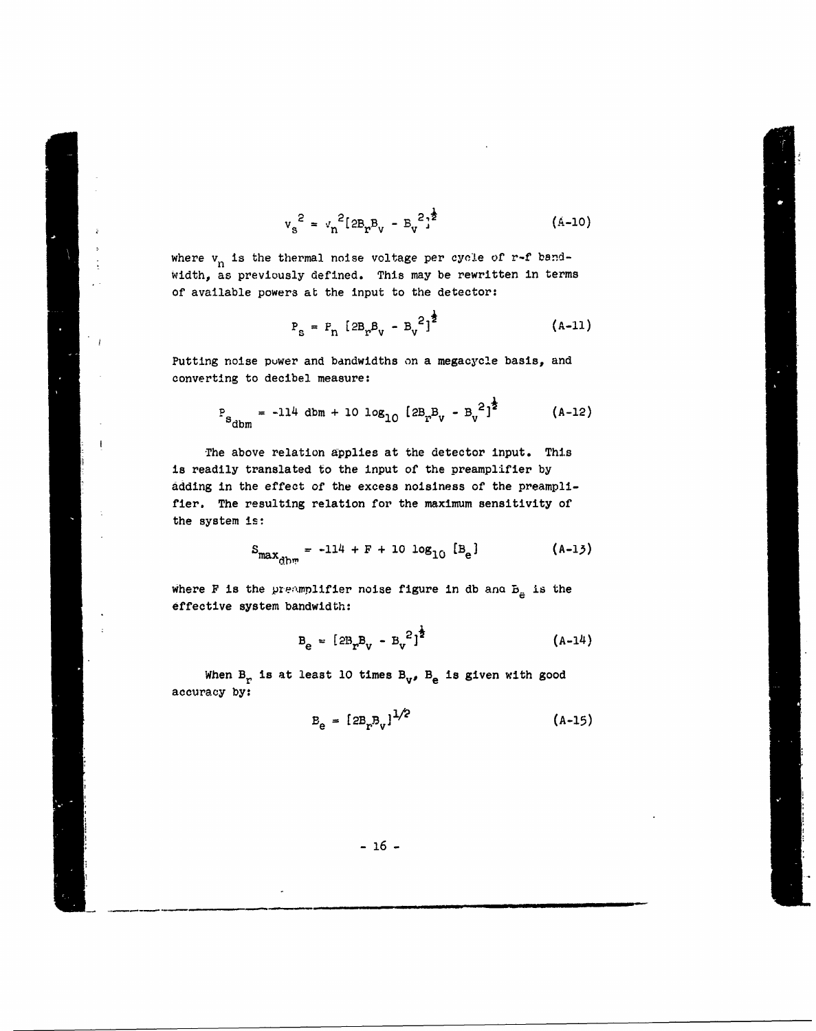$$v_s^2 = v_n^2[2B_rB_v - B_v^2]^{\frac{1}{2}} \qquad \text{(A-10)}$$

where $v_n$ is the thermal noise voltage per cycle of r-f bandwidth, as previously defined. This may be rewritten in terms of available powers at the input to the detector:

$$P_s = P_n\ [2B_rB_v - B_v^2]^{\frac{1}{2}} \qquad \text{(A-11)}$$

Putting noise power and bandwidths on a megacycle basis, and converting to decibel measure:

$$P_{s_{dbm}} = -114 \text{ dbm} + 10 \log_{10} [2B_rB_v - B_v^2]^{\frac{1}{2}} \qquad \text{(A-12)}$$

The above relation applies at the detector input. This is readily translated to the input of the preamplifier by adding in the effect of the excess noisiness of the preamplifier. The resulting relation for the maximum sensitivity of the system is:

$$S_{max_{dbm}} = -114 + F + 10 \log_{10} [B_e] \qquad \text{(A-13)}$$

where F is the preamplifier noise figure in db and $B_e$ is the effective system bandwidth:

$$B_e = [2B_rB_v - B_v^2]^{\frac{1}{2}} \qquad \text{(A-14)}$$

When $B_r$ is at least 10 times $B_v$, $B_e$ is given with good accuracy by:

$$B_e = [2B_rB_v]^{1/2} \qquad \text{(A-15)}$$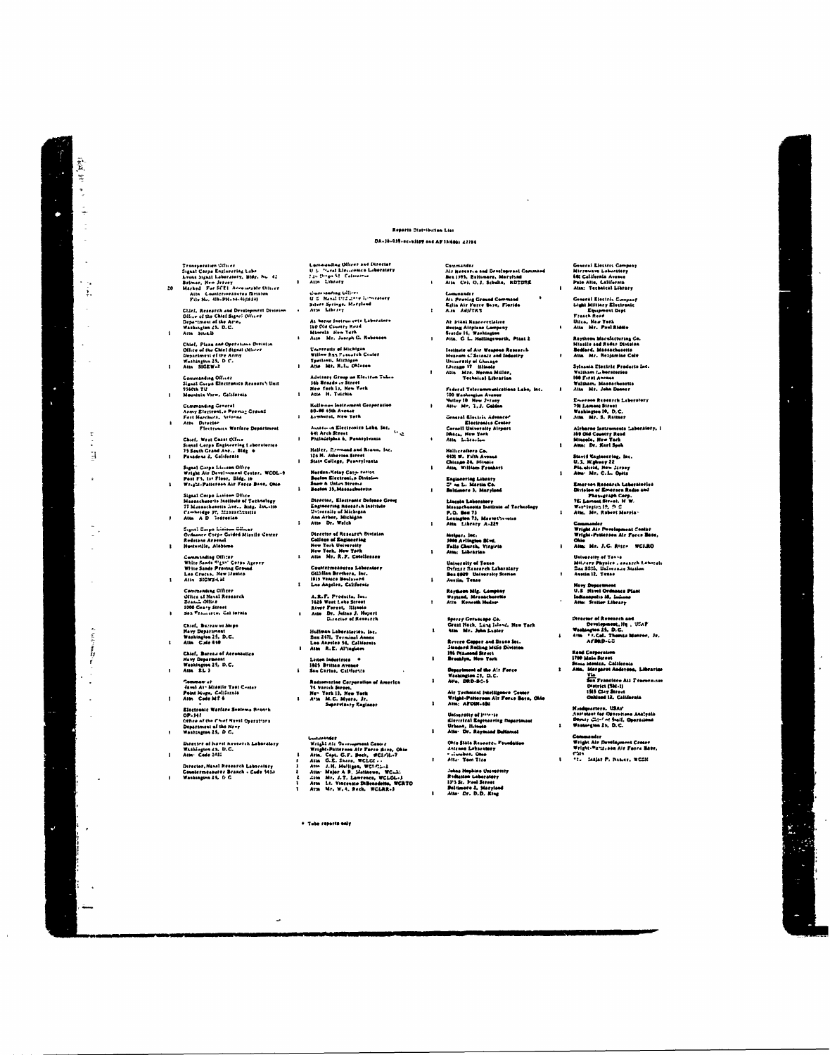# Reports Distribution List

DA-36-039-sc-83109 and AF 33(600) 41794

Transportation Officer
Signal Corps Engineering Labs
Evans Signal Laboratory, Bldg. No. 42
Belmar, New Jersey
Marked For SCEL Accountable Officer
Attn Countermeasures Division
File No. 416-PM-56-41(1634)
— 20

Chief, Research and Development Division
Office of the Chief Signal Officer
Department of the Army
Washington 25, D.C.
Attn SIGEB
— 1

Chief, Plans and Operations Division
Office of the Chief Signal Officer
Department of the Army
Washington 25, D.C.
Attn SIGEW-2
— 1

Commanding Officer
Signal Corps Electronics Research Unit
9560th TU
Mountain View, California
— 1

Commanding General
Army Electronic Proving Ground
Fort Huachuca, Arizona
Attn Director
Electronic Warfare Department
— 1

Chief, West Coast Office
Signal Corps Engineering Laboratories
75 South Grand Ave., Bldg. 6
Pasadena 2, California
— 1

Signal Corps Liaison Office
Wright Air Development Center, WCOL-9
Post 75, 1st Floor, Bldg. 10
Wright-Patterson Air Force Base, Ohio
— 1

Signal Corps Liaison Office
Massachusetts Institute of Technology
77 Massachusetts Ave., Bldg. 26-131
Cambridge 39, Massachusetts
Attn A D Bedrosian
— 1

Signal Corps Liaison Officer
Ordnance Corps Guided Missile Center
Redstone Arsenal
Huntsville, Alabama
— 1

Commanding Officer
White Sands Signal Corps Agency
White Sands Proving Ground
Las Cruces, New Mexico
Attn SIGWS-CM
— 1

Commanding Officer
Office of Naval Research
Branch Office
1000 Geary Street
San Francisco, California
— 1

Chief, Bureau of Ships
Navy Department
Washington 25, D.C.
Attn Code 810
— 1

Chief, Bureau of Aeronautics
Navy Department
Washington 25, D.C.
Attn EL 3
— 1

Commander
Naval Air Missile Test Center
Point Mugu, California
Attn Code MT 6
— 1

Electronic Warfare Systems Branch
OP-347
Office of the Chief Naval Operations
Department of the Navy
Washington 25, D.C.
— 1

Director of Naval Research Laboratory
Washington 25, D.C.
Attn Code 2021
— 1

Director, Naval Research Laboratory
Countermeasures Branch - Code 5430
Washington 25, D.C.
— 1

Commanding Officer and Director
U.S. Naval Electronics Laboratory
San Diego 52, California
Attn Library
— 1

Commanding Officer
U.S. Naval Ordnance Laboratory
Silver Springs, Maryland
Attn Library
— 1

Airborne Instruments Laboratory
160 Old Country Road
Mineola, New York
Attn Mr. Joseph G. Robenson
— 1

University of Michigan
Willow Run Research Center
Ypsilanti, Michigan
Attn Mr. R.L. Olsson
— 1

Advisory Group on Electron Tubes
346 Broadway Street
New York 13, New York
Attn H. Tutchin
— 1

Kollsman Instrument Corporation
80-08 45th Avenue
Elmhurst, New York
— 1

American Electronics Labs. Inc.
641 Arch Street
Philadelphia 6, Pennsylvania
— 1

Haller, Raymond and Brown, Inc.
124 N. Atherton Street
State College, Pennsylvania
— 1

Norden-Ketay Corporation
Boston Electronics Division
Snow & Union Streets
Boston 19, Massachusetts
— 1

Director, Electronic Defense Group
Engineering Research Institute
University of Michigan
Ann Arbor, Michigan
Attn Dr. Welch
— 1

Director of Research Division
College of Engineering
New York University
New York, New York
Attn Mr. R.F. Cotellessa
— 1

Countermeasures Laboratory
Gilfillan Brothers, Inc.
1815 Venice Boulevard
Los Angeles, California
— 1

A.R.F. Products, Inc.
7626 West Lake Street
River Forest, Illinois
Attn Dr. Julius J. Hupert
Director of Research
— 1

Hoffman Laboratories, Inc.
Box 2471, Terminal Annex
Los Angeles 54, California
Attn R.E. Arlington
— 1

Litton Industries *
1025 Britton Avenue
San Carlos, California
— 1

Radiomarine Corporation of America
75 Varick Street
New York 13, New York
Attn M.C. Myers, Jr.
Supervisory Engineer
— 1

Commander
Wright Air Development Center
Wright-Patterson Air Force Base, Ohio
Attn Capt. G.F. Bock, WCLNL-7 — 1
Attn G.E. Sharp, WCLGI — 1
Attn J.H. Mulligan, WCLGL-2 — 1
Attn Major A.B. Mattnews, WCLG — 1
Attn Mr. J.T. Lawrence, WCLGL-3 — 2
Attn Lt. Vincenzo DiBenedetto, WCRTO — 1
Attn Mr. W.A. Bech, WCLRR-3 — 1

Commander
Air Research and Development Command
Box 1395, Baltimore, Maryland
Attn Col. O.J. Schultz, RDTDRE
— 1

Commander
Air Proving Ground Command
Eglin Air Force Base, Florida
Attn ADJ/TRS
— 1

Air Plant Representative
Boeing Airplane Company
Seattle 14, Washington
Attn. G.L. Hollingsworth, Plant 2
— 1

Institute of Air Weapons Research
Museum of Science and Industry
University of Chicago
Chicago 37, Illinois
Attn Mrs. Norma Miller,
Technical Librarian
— 1

Federal Telecommunications Labs, Inc.
500 Washington Avenue
Nutley 10, New Jersey
Attn Mr. A.J. Golden
— 1

General Electric Advanced Electronics Center
Cornell University Airport
Ithaca, New York
Attn Librarian
— 1

Hallicrafters Co.
4401 W. Fifth Avenue
Chicago 24, Illinois
Attn. William Frankert
— 1

Engineering Library
Glenn L. Martin Co.
Baltimore 3, Maryland
— 1

Lincoln Laboratory
Massachusetts Institute of Technology
P.O. Box 73
Lexington 73, Massachusetts
Attn Library A-229
— 1

Melpar, Inc.
3000 Arlington Blvd.
Falls Church, Virginia
Attn: Librarian
— 1

University of Texas
Defense Research Laboratory
Box 8029 University Station
Austin, Texas
— 1

Raytheon Mfg. Company
Wayland, Massachusetts
Attn Kenneth Hodor
— 1

Sperry Gyroscope Co.
Great Neck, Long Island, New York
Attn Mr. John Lester
— 1

Revere Copper and Brass Inc.
Standard Rolling Mills Division
196 Diamond Street
Brooklyn, New York
— 1

Department of the Air Force
Washington 25, D.C.
Attn. DRD-EC-5
— 1

Air Technical Intelligence Center
Wright-Patterson Air Force Base, Ohio
Attn: AFOIN-4B1
— 1

University of Illinois
Electrical Engineering Department
Urbana, Illinois
Attn Dr. Raymond DuHamel
— 1

Ohio State Research Foundation
Antenna Laboratory
Columbus, Ohio
Attn Tom Tice
— 1

Johns Hopkins University
Radiation Laboratory
1315 St. Paul Street
Baltimore 2, Maryland
Attn Dr. D.D. King
— 1

General Electric Company
Microwave Laboratory
601 California Avenue
Palo Alto, California
Attn: Technical Library
— 1

General Electric Company
Light Military Electronic Equipment Dept
French Road
Utica, New York
Attn Mr. Paul Riddle
— 1

Raytheon Manufacturing Co.
Missile and Radar Division
Bedford, Massachusetts
Attn Mr. Benjamine Cole
— 1

Sylvania Electric Products Inc.
Waltham Laboratories
100 First Avenue
Waltham, Massachusetts
Attn Mr. John Donner
— 1

Emerson Research Laboratory
701 Lamont Street
Washington 10, D.C.
Attn Mr. S. Rattner
— 1

Airborne Instruments Laboratory, Inc.
160 Old Country Road
Mineola, New York
Attn: Dr. Karl Spek
— 1

Stavid Engineering, Inc.
U.S. Highway 22
Plainfield, New Jersey
Attn Mr. C.L. Opitz
— 1

Emerson Research Laboratories
Division of Emerson Radio and Phonograph Corp.
701 Lamont Street, N.W.
Washington 10, D.C.
Attn. Mr. Robert Morris
— 1

Commander
Wright Air Development Center
Wright-Patterson Air Force Base, Ohio
Attn Mr. J.G. Risch WCLRO
— 1

University of Texas
Military Physics Research Laboratory
Box 8035, University Station
Austin 12, Texas
— 1

Navy Department
U.S. Naval Ordnance Plant
Indianapolis 18, Indiana
Attn: Sraiter Library
— 1

Director of Research and Development, Hq., USAF
Washington 25, D.C.
Attn Lt.Col. Thomas Monroe, Jr.
AFDRD-CC
— 1

Rand Corporation
1700 Main Street
Santa Monica, California
Attn. Margaret Anderson, Librarian
Via
San Francisco Air Procurement District (SM-1)
1515 Clay Street
Oakland 12, California
— 1

Headquarters, USAF
Assistant for Operations Analysis
Deputy Chief of Staff, Operations
Washington 25, D.C.
— 1

Commander
Wright Air Development Center
Wright-Patterson Air Force Base, Ohio
Attn Major P. Nassar, WCEN
— 1

\* Tube reports only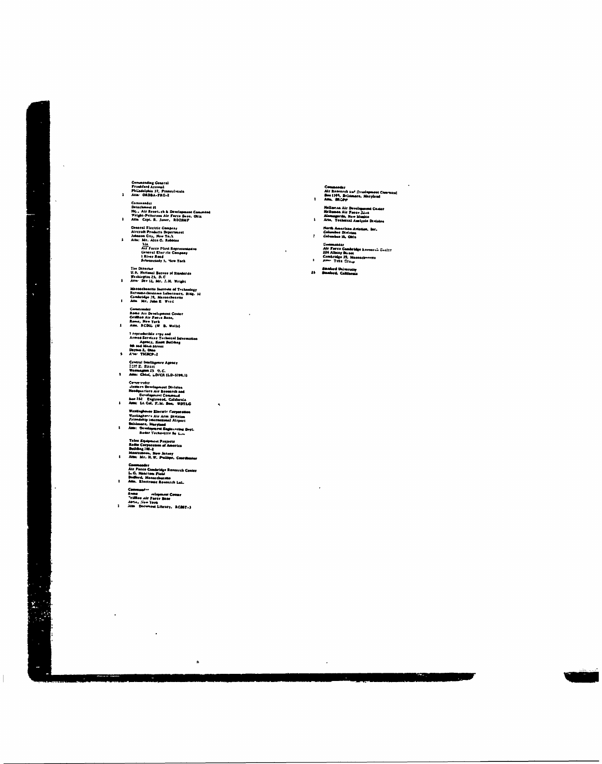Commanding General
Frankford Arsenal
Philadelphia 37, Pennsylvania
1 Attn: ORDBA-FRC-2

Commander
Detachment #1
Hq., Air Research & Development Command
Wright-Patterson Air Force Base, Ohio
1 Attn: Capt. R. Jones, RDZSMF

General Electric Company
Aircraft Products Department
Johnson City, New York
1 Attn: Mr. Alan C. Robbins
via
Air Force Plant Representative
General Electric Company
1 River Road
Schenectady 5, New York

The Director
U.S. National Bureau of Standards
Washington 25, D.C.
1 Attn: Div 12, Mr. J.H. Wright

Massachusetts Institute of Technology
Servomechanisms Laboratory, Bldg. 32
Cambridge 39, Massachusetts
1 Attn: Mr. John E. Ward

Commander
Rome Air Development Center
Griffiss Air Force Base,
Rome, New York
1 Attn: RCDIL (W. B. Wells)

1 reproducible copy and
Armed Services Technical Information
Agency, Knott Building
4th and Main Street
Dayton 2, Ohio
5 Attn: TICSCP-2

Central Intelligence Agency
2430 E. Street
Washington 25, D.C.
1 Attn: Chief, ADICR (LD-5700.1)

Commander
Western Development Division
Headquarters Air Research and
Development Command
Box 262 Englewood, California
1 Attn: Lt. Col. F.M. Box, WDTLG

Westinghouse Electric Corporation
Westinghouse Air Arm Division
Friendship International Airport
Baltimore, Maryland
1 Attn: Development Engineering Dept.
Radar Techniques Se L...

Talos Equipment Projects
Radio Corporation of America
Building 108-2
Moorestown, New Jersey
1 Attn: Mr. H.W. Phillips, Coordinator

Commander
Air Force Cambridge Research Center
L.G. Hanscom Field
Bedford, Massachusetts
1 Attn: Electronic Research Lab.

Commander
Rome ...velopment Center
Griffiss Air Force Base
Rome, New York
1 Attn: Document Library, RCSST-3

Commander
Air Research and Development Command
Box 1395, Baltimore, Maryland
1 Attn: RRCPP

Holloman Air Development Center
Holloman Air Force Base
Alamogordo, New Mexico
1 Attn: Technical Analysis Division

North American Aviation, Inc.
Columbus Division
2 Columbus 16, Ohio

Commander
Air Force Cambridge Research Center
224 Albany Street
Cambridge 39, Massachusetts
1 Attn: Tube Group

Stanford University
25 Stanford, California